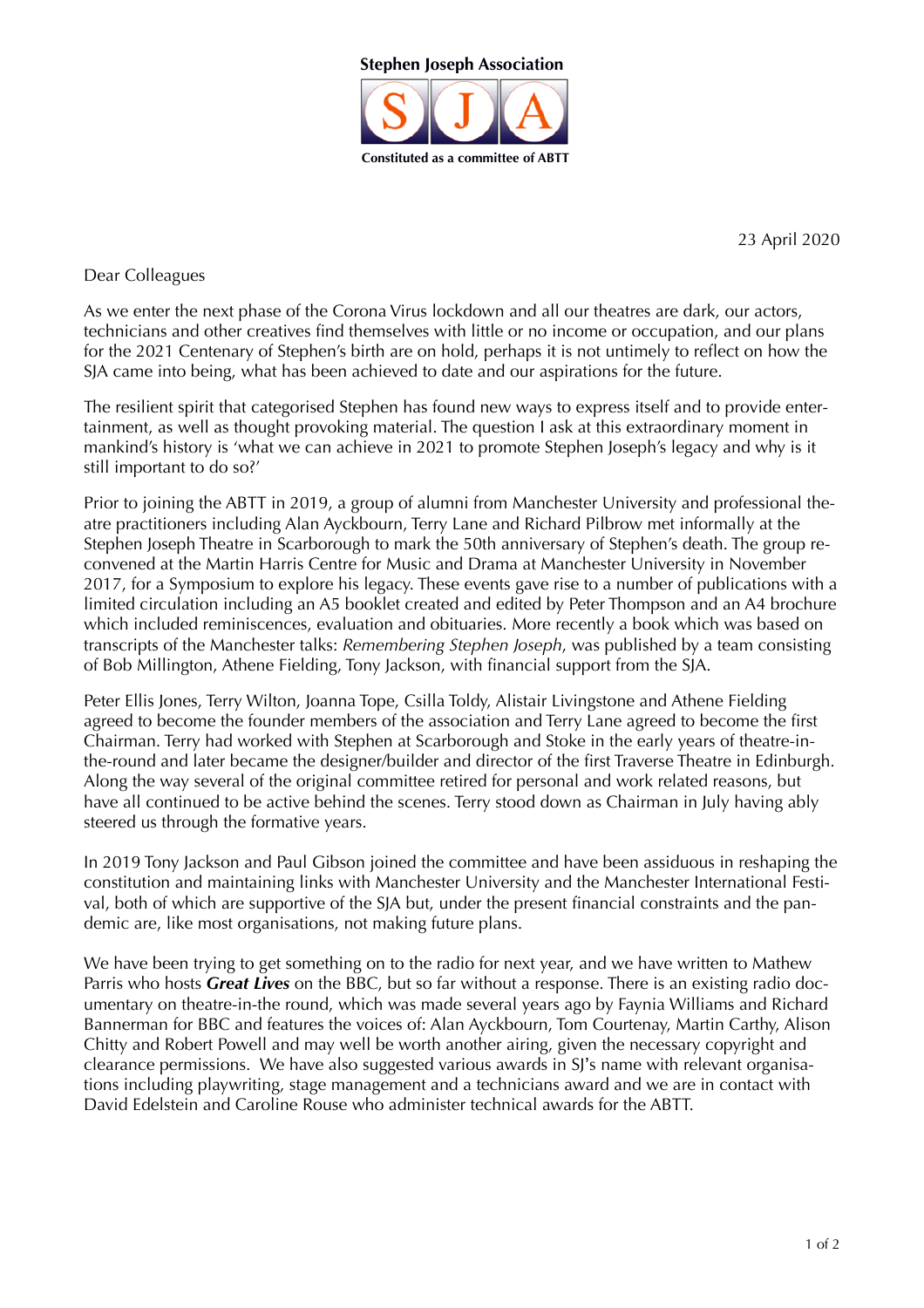**Stephen Joseph Association**

**S J A**

**Constituted as a committee of ABTT**

23 April 2020

Dear Colleagues

As we enter the next phase of the Corona Virus lockdown and all our theatres are dark, our actors, technicians and other creatives find themselves with little or no income or occupation, and our plans for the 2021 Centenary of Stephen's birth are on hold, perhaps it is not untimely to reflect on how the SJA came into being, what has been achieved to date and our aspirations for the future.

The resilient spirit that categorised Stephen has found new ways to express itself and to provide entertainment, as well as thought provoking material. The question I ask at this extraordinary moment in mankind's history is 'what we can achieve in 2021 to promote Stephen Joseph's legacy and why is it still important to do so?'

Prior to joining the ABTT in 2019, a group of alumni from Manchester University and professional theatre practitioners including Alan Ayckbourn, Terry Lane and Richard Pilbrow met informally at the Stephen Joseph Theatre in Scarborough to mark the 50th anniversary of Stephen's death. The group reconvened at the Martin Harris Centre for Music and Drama at Manchester University in November 2017, for a Symposium to explore his legacy. These events gave rise to a number of publications with a limited circulation including an A5 booklet created and edited by Peter Thompson and an A4 brochure which included reminiscences, evaluation and obituaries. More recently a book which was based on transcripts of the Manchester talks: *Remembering Stephen Joseph*, was published by a team consisting of Bob Millington, Athene Fielding, Tony Jackson, with financial support from the SJA.

Peter Ellis Jones, Terry Wilton, Joanna Tope, Csilla Toldy, Alistair Livingstone and Athene Fielding agreed to become the founder members of the association and Terry Lane agreed to become the first Chairman. Terry had worked with Stephen at Scarborough and Stoke in the early years of theatre-in-the-round and later became the designer/builder and director of the first Traverse Theatre in Edinburgh. Along the way several of the original committee retired for personal and work related reasons, but have all continued to be active behind the scenes. Terry stood down as Chairman in July having ably steered us through the formative years.

In 2019 Tony Jackson and Paul Gibson joined the committee and have been assiduous in reshaping the constitution and maintaining links with Manchester University and the Manchester International Festival, both of which are supportive of the SJA but, under the present financial constraints and the pandemic are, like most organisations, not making future plans.

We have been trying to get something on to the radio for next year, and we have written to Mathew Parris who hosts ***Great Lives*** on the BBC, but so far without a response. There is an existing radio documentary on theatre-in-the round, which was made several years ago by Faynia Williams and Richard Bannerman for BBC and features the voices of: Alan Ayckbourn, Tom Courtenay, Martin Carthy, Alison Chitty and Robert Powell and may well be worth another airing, given the necessary copyright and clearance permissions. We have also suggested various awards in SJ's name with relevant organisations including playwriting, stage management and a technicians award and we are in contact with David Edelstein and Caroline Rouse who administer technical awards for the ABTT.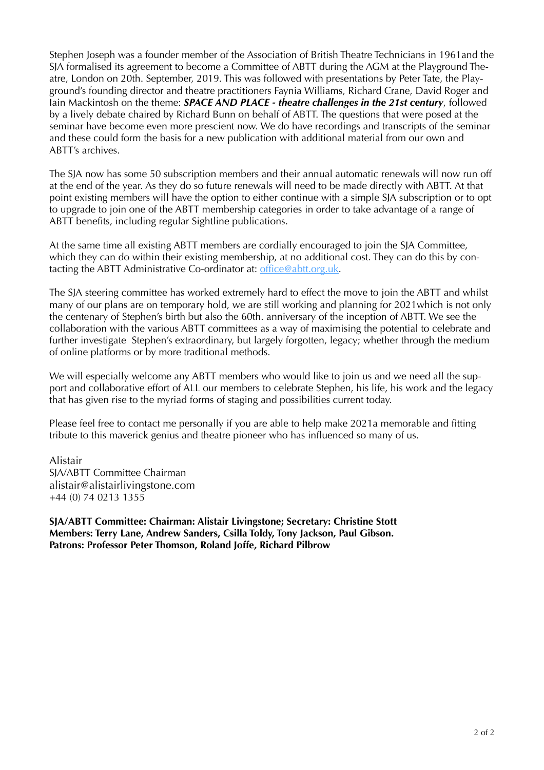Stephen Joseph was a founder member of the Association of British Theatre Technicians in 1961and the SJA formalised its agreement to become a Committee of ABTT during the AGM at the Playground Theatre, London on 20th. September, 2019. This was followed with presentations by Peter Tate, the Playground's founding director and theatre practitioners Faynia Williams, Richard Crane, David Roger and Iain Mackintosh on the theme: ***SPACE AND PLACE - theatre challenges in the 21st century***, followed by a lively debate chaired by Richard Bunn on behalf of ABTT. The questions that were posed at the seminar have become even more prescient now. We do have recordings and transcripts of the seminar and these could form the basis for a new publication with additional material from our own and ABTT's archives.

The SJA now has some 50 subscription members and their annual automatic renewals will now run off at the end of the year. As they do so future renewals will need to be made directly with ABTT. At that point existing members will have the option to either continue with a simple SJA subscription or to opt to upgrade to join one of the ABTT membership categories in order to take advantage of a range of ABTT benefits, including regular Sightline publications.

At the same time all existing ABTT members are cordially encouraged to join the SJA Committee, which they can do within their existing membership, at no additional cost. They can do this by contacting the ABTT Administrative Co-ordinator at: [office@abtt.org.uk](mailto:office@abtt.org.uk).

The SJA steering committee has worked extremely hard to effect the move to join the ABTT and whilst many of our plans are on temporary hold, we are still working and planning for 2021which is not only the centenary of Stephen's birth but also the 60th. anniversary of the inception of ABTT. We see the collaboration with the various ABTT committees as a way of maximising the potential to celebrate and further investigate Stephen's extraordinary, but largely forgotten, legacy; whether through the medium of online platforms or by more traditional methods.

We will especially welcome any ABTT members who would like to join us and we need all the support and collaborative effort of ALL our members to celebrate Stephen, his life, his work and the legacy that has given rise to the myriad forms of staging and possibilities current today.

Please feel free to contact me personally if you are able to help make 2021a memorable and fitting tribute to this maverick genius and theatre pioneer who has influenced so many of us.

Alistair
SJA/ABTT Committee Chairman
alistair@alistairlivingstone.com
+44 (0) 74 0213 1355

**SJA/ABTT Committee: Chairman: Alistair Livingstone; Secretary: Christine Stott**
**Members: Terry Lane, Andrew Sanders, Csilla Toldy, Tony Jackson, Paul Gibson.**
**Patrons: Professor Peter Thomson, Roland Joffe, Richard Pilbrow**